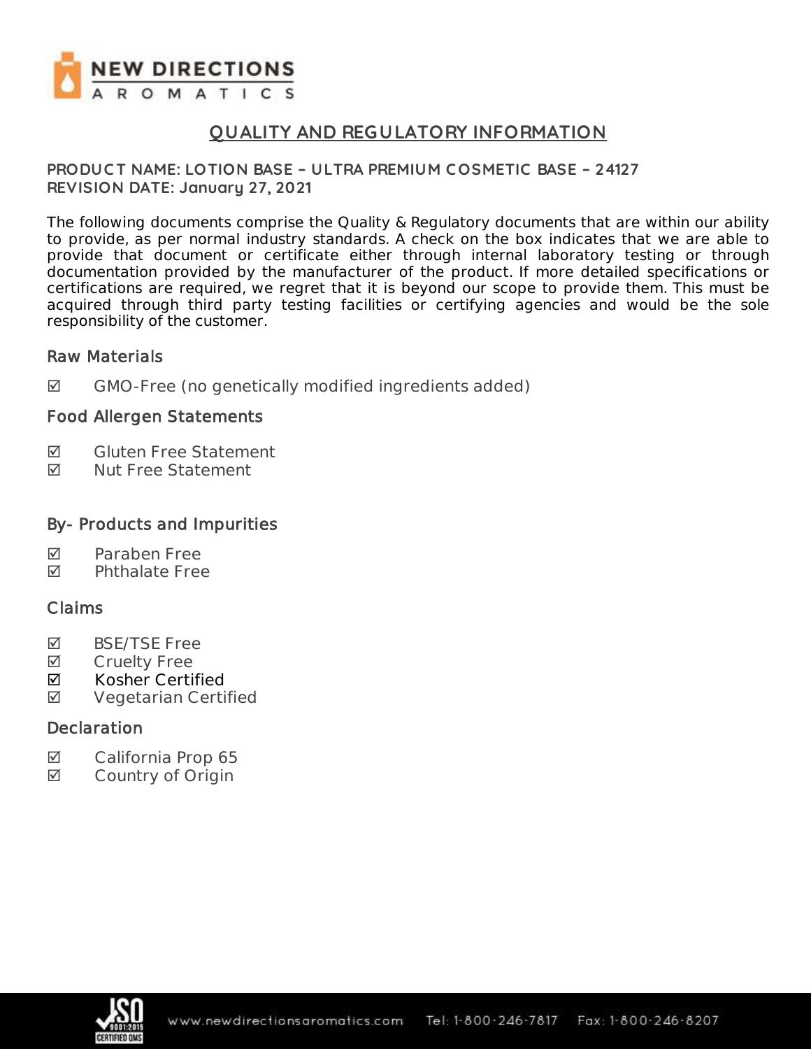NEW DIRECTIONS AROMATICS

# QUALITY AND REGULATORY INFORMATION

**PRODUCT NAME: LOTION BASE – ULTRA PREMIUM COSMETIC BASE – 24127**
**REVISION DATE: January 27, 2021**

The following documents comprise the Quality & Regulatory documents that are within our ability to provide, as per normal industry standards. A check on the box indicates that we are able to provide that document or certificate either through internal laboratory testing or through documentation provided by the manufacturer of the product. If more detailed specifications or certifications are required, we regret that it is beyond our scope to provide them. This must be acquired through third party testing facilities or certifying agencies and would be the sole responsibility of the customer.

## Raw Materials

☑ GMO-Free (no genetically modified ingredients added)

## Food Allergen Statements

☑ Gluten Free Statement
☑ Nut Free Statement

## By- Products and Impurities

☑ Paraben Free
☑ Phthalate Free

## Claims

☑ BSE/TSE Free
☑ Cruelty Free
☑ Kosher Certified
☑ Vegetarian Certified

## Declaration

☑ California Prop 65
☑ Country of Origin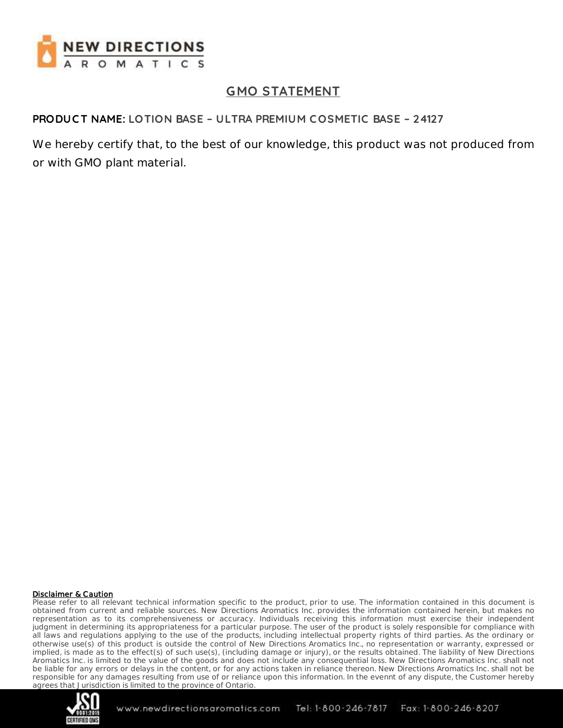# GMO STATEMENT

**PRODUCT NAME:** LOTION BASE – ULTRA PREMIUM COSMETIC BASE – 24127

We hereby certify that, to the best of our knowledge, this product was not produced from or with GMO plant material.

**Disclaimer & Caution**

Please refer to all relevant technical information specific to the product, prior to use. The information contained in this document is obtained from current and reliable sources. New Directions Aromatics Inc. provides the information contained herein, but makes no representation as to its comprehensiveness or accuracy. Individuals receiving this information must exercise their independent judgment in determining its appropriateness for a particular purpose. The user of the product is solely responsible for compliance with all laws and regulations applying to the use of the products, including intellectual property rights of third parties. As the ordinary or otherwise use(s) of this product is outside the control of New Directions Aromatics Inc., no representation or warranty, expressed or implied, is made as to the effect(s) of such use(s), (including damage or injury), or the results obtained. The liability of New Directions Aromatics Inc. is limited to the value of the goods and does not include any consequential loss. New Directions Aromatics Inc. shall not be liable for any errors or delays in the content, or for any actions taken in reliance thereon. New Directions Aromatics Inc. shall not be responsible for any damages resulting from use of or reliance upon this information. In the evennt of any dispute, the Customer hereby agrees that Jurisdiction is limited to the province of Ontario.

www.newdirectionsaromatics.com Tel: 1-800-246-7817 Fax: 1-800-246-8207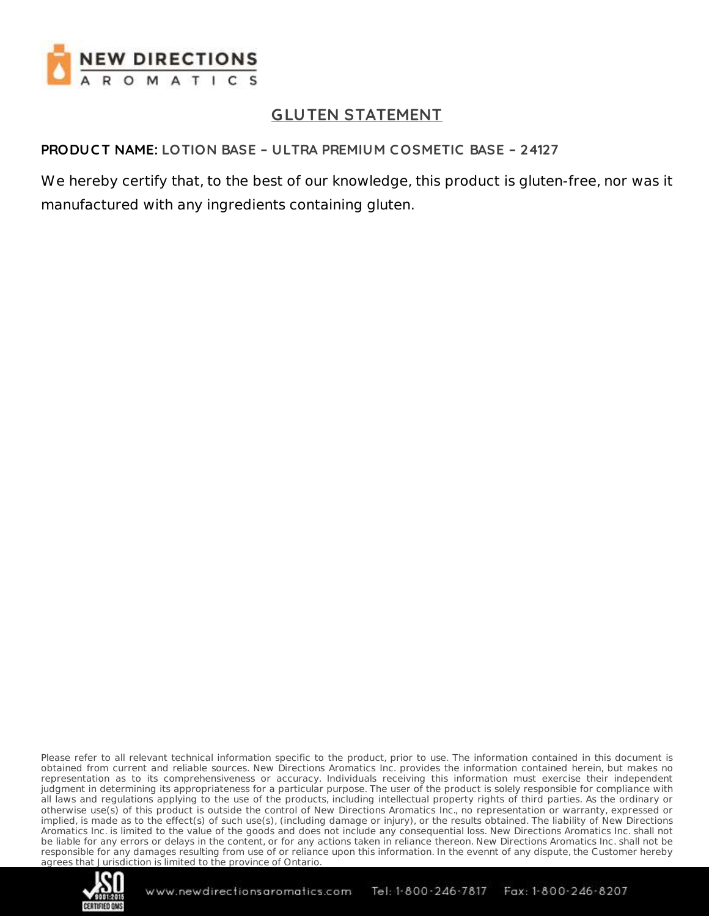# GLUTEN STATEMENT

**PRODUCT NAME:** LOTION BASE – ULTRA PREMIUM COSMETIC BASE – 24127

We hereby certify that, to the best of our knowledge, this product is gluten-free, nor was it manufactured with any ingredients containing gluten.

Please refer to all relevant technical information specific to the product, prior to use. The information contained in this document is obtained from current and reliable sources. New Directions Aromatics Inc. provides the information contained herein, but makes no representation as to its comprehensiveness or accuracy. Individuals receiving this information must exercise their independent judgment in determining its appropriateness for a particular purpose. The user of the product is solely responsible for compliance with all laws and regulations applying to the use of the products, including intellectual property rights of third parties. As the ordinary or otherwise use(s) of this product is outside the control of New Directions Aromatics Inc., no representation or warranty, expressed or implied, is made as to the effect(s) of such use(s), (including damage or injury), or the results obtained. The liability of New Directions Aromatics Inc. is limited to the value of the goods and does not include any consequential loss. New Directions Aromatics Inc. shall not be liable for any errors or delays in the content, or for any actions taken in reliance thereon. New Directions Aromatics Inc. shall not be responsible for any damages resulting from use of or reliance upon this information. In the evennt of any dispute, the Customer hereby agrees that Jurisdiction is limited to the province of Ontario.

www.newdirectionsaromatics.com Tel: 1-800-246-7817 Fax: 1-800-246-8207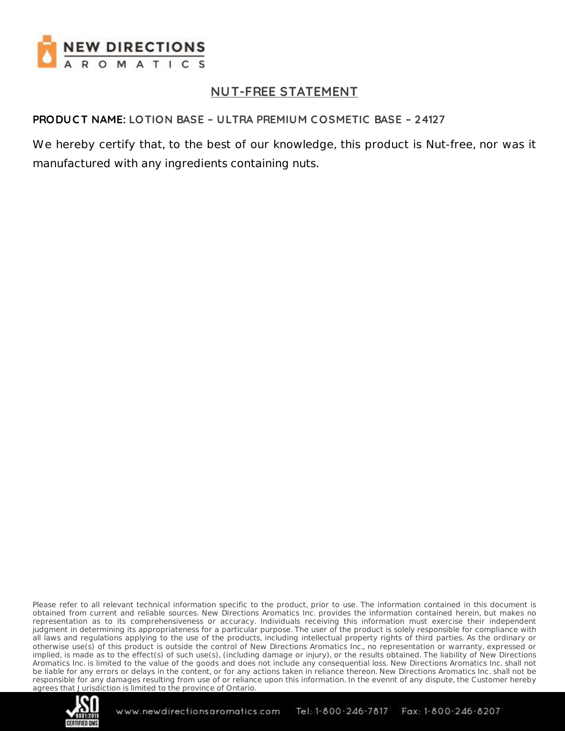# NUT-FREE STATEMENT

**PRODUCT NAME:** LOTION BASE – ULTRA PREMIUM COSMETIC BASE – 24127

We hereby certify that, to the best of our knowledge, this product is Nut-free, nor was it manufactured with any ingredients containing nuts.

Please refer to all relevant technical information specific to the product, prior to use. The information contained in this document is obtained from current and reliable sources. New Directions Aromatics Inc. provides the information contained herein, but makes no representation as to its comprehensiveness or accuracy. Individuals receiving this information must exercise their independent judgment in determining its appropriateness for a particular purpose. The user of the product is solely responsible for compliance with all laws and regulations applying to the use of the products, including intellectual property rights of third parties. As the ordinary or otherwise use(s) of this product is outside the control of New Directions Aromatics Inc., no representation or warranty, expressed or implied, is made as to the effect(s) of such use(s), (including damage or injury), or the results obtained. The liability of New Directions Aromatics Inc. is limited to the value of the goods and does not include any consequential loss. New Directions Aromatics Inc. shall not be liable for any errors or delays in the content, or for any actions taken in reliance thereon. New Directions Aromatics Inc. shall not be responsible for any damages resulting from use of or reliance upon this information. In the evennt of any dispute, the Customer hereby agrees that Jurisdiction is limited to the province of Ontario.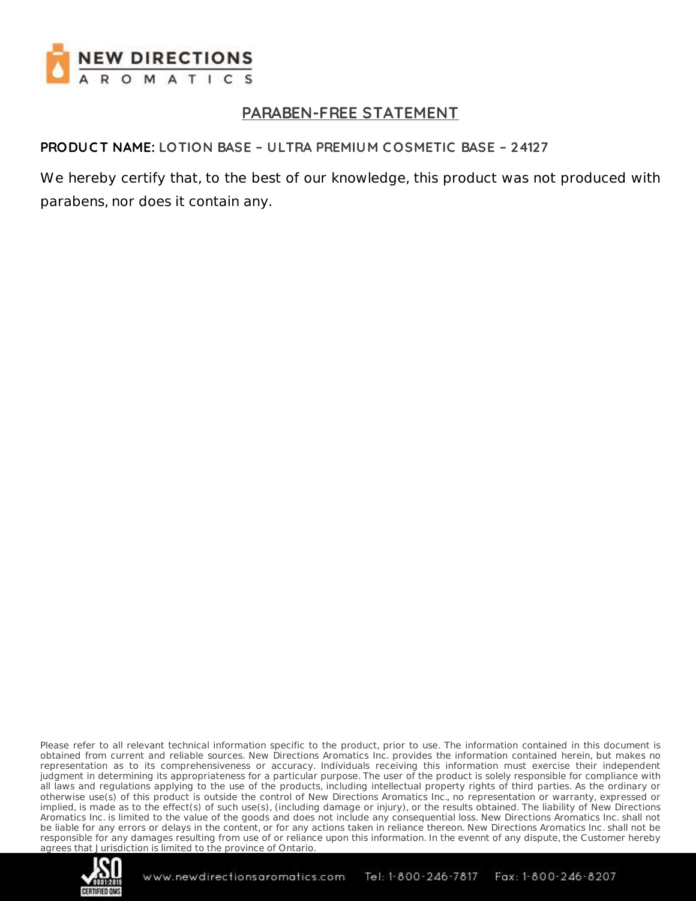# PARABEN-FREE STATEMENT

**PRODUCT NAME:** LOTION BASE – ULTRA PREMIUM COSMETIC BASE – 24127

We hereby certify that, to the best of our knowledge, this product was not produced with parabens, nor does it contain any.

Please refer to all relevant technical information specific to the product, prior to use. The information contained in this document is obtained from current and reliable sources. New Directions Aromatics Inc. provides the information contained herein, but makes no representation as to its comprehensiveness or accuracy. Individuals receiving this information must exercise their independent judgment in determining its appropriateness for a particular purpose. The user of the product is solely responsible for compliance with all laws and regulations applying to the use of the products, including intellectual property rights of third parties. As the ordinary or otherwise use(s) of this product is outside the control of New Directions Aromatics Inc., no representation or warranty, expressed or implied, is made as to the effect(s) of such use(s), (including damage or injury), or the results obtained. The liability of New Directions Aromatics Inc. is limited to the value of the goods and does not include any consequential loss. New Directions Aromatics Inc. shall not be liable for any errors or delays in the content, or for any actions taken in reliance thereon. New Directions Aromatics Inc. shall not be responsible for any damages resulting from use of or reliance upon this information. In the evennt of any dispute, the Customer hereby agrees that Jurisdiction is limited to the province of Ontario.

www.newdirectionsaromatics.com Tel: 1-800-246-7817 Fax: 1-800-246-8207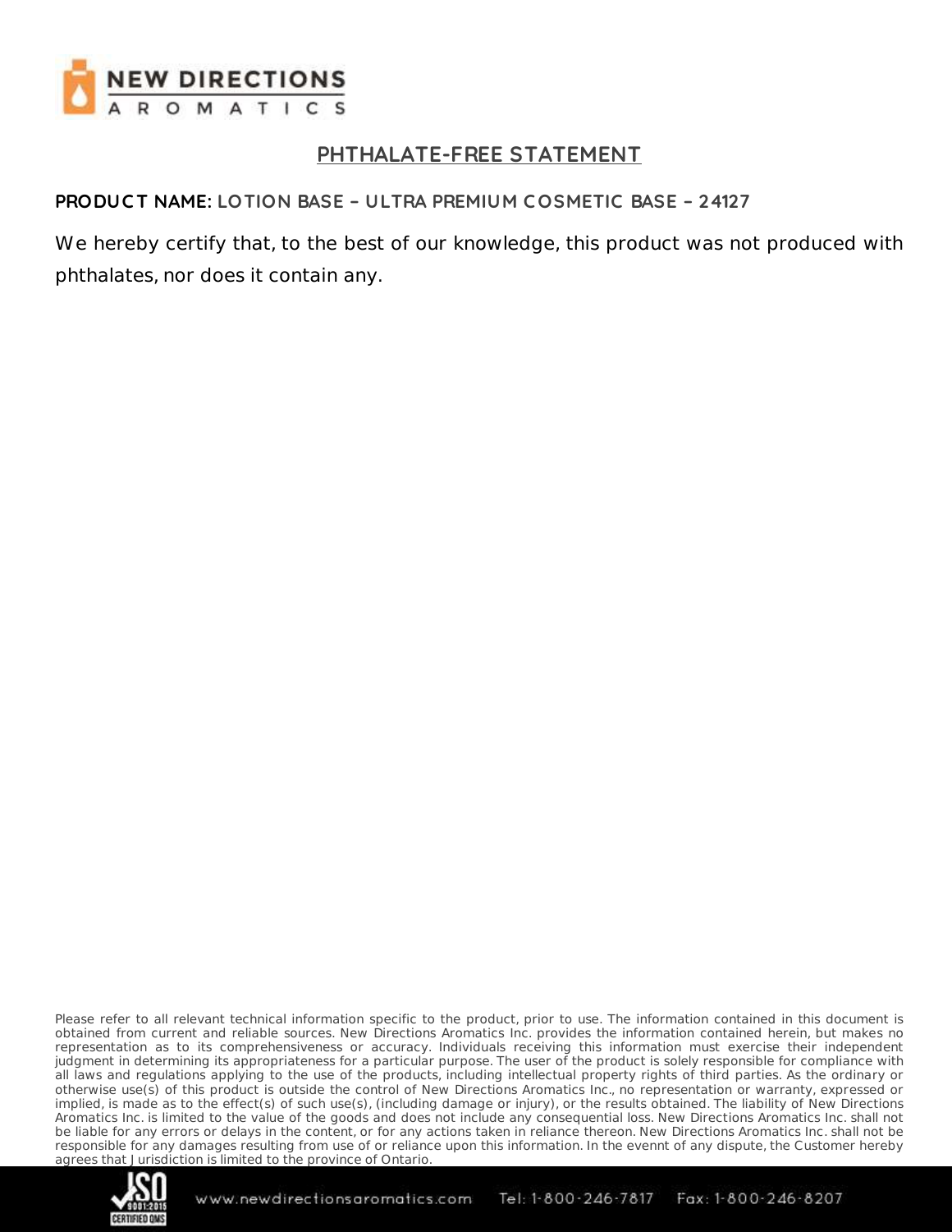## PHTHALATE-FREE STATEMENT

**PRODUCT NAME:** LOTION BASE – ULTRA PREMIUM COSMETIC BASE – 24127

We hereby certify that, to the best of our knowledge, this product was not produced with phthalates, nor does it contain any.

Please refer to all relevant technical information specific to the product, prior to use. The information contained in this document is obtained from current and reliable sources. New Directions Aromatics Inc. provides the information contained herein, but makes no representation as to its comprehensiveness or accuracy. Individuals receiving this information must exercise their independent judgment in determining its appropriateness for a particular purpose. The user of the product is solely responsible for compliance with all laws and regulations applying to the use of the products, including intellectual property rights of third parties. As the ordinary or otherwise use(s) of this product is outside the control of New Directions Aromatics Inc., no representation or warranty, expressed or implied, is made as to the effect(s) of such use(s), (including damage or injury), or the results obtained. The liability of New Directions Aromatics Inc. is limited to the value of the goods and does not include any consequential loss. New Directions Aromatics Inc. shall not be liable for any errors or delays in the content, or for any actions taken in reliance thereon. New Directions Aromatics Inc. shall not be responsible for any damages resulting from use of or reliance upon this information. In the evennt of any dispute, the Customer hereby agrees that Jurisdiction is limited to the province of Ontario.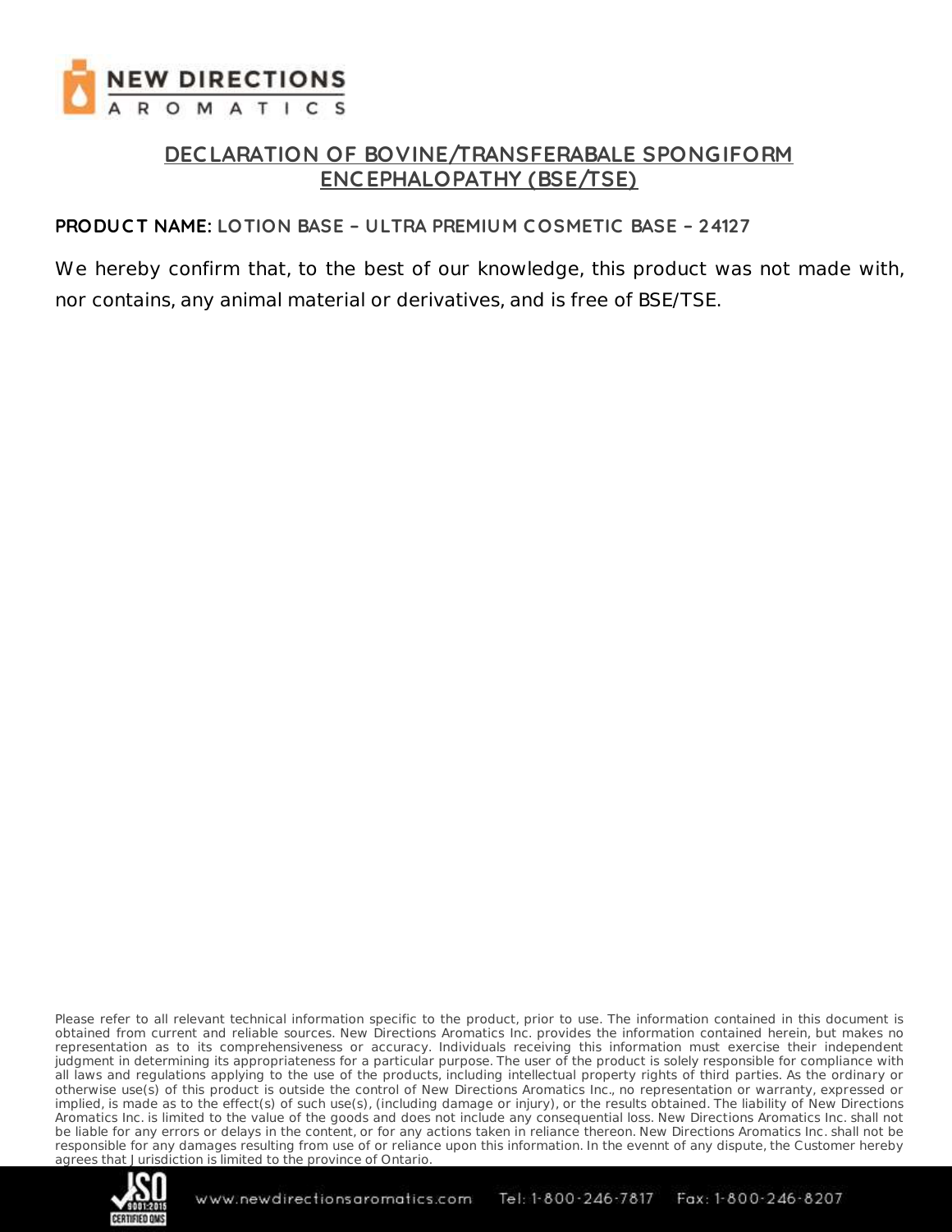NEW DIRECTIONS AROMATICS

# DECLARATION OF BOVINE/TRANSFERABALE SPONGIFORM ENCEPHALOPATHY (BSE/TSE)

**PRODUCT NAME:** LOTION BASE – ULTRA PREMIUM COSMETIC BASE – 24127

We hereby confirm that, to the best of our knowledge, this product was not made with, nor contains, any animal material or derivatives, and is free of BSE/TSE.

Please refer to all relevant technical information specific to the product, prior to use. The information contained in this document is obtained from current and reliable sources. New Directions Aromatics Inc. provides the information contained herein, but makes no representation as to its comprehensiveness or accuracy. Individuals receiving this information must exercise their independent judgment in determining its appropriateness for a particular purpose. The user of the product is solely responsible for compliance with all laws and regulations applying to the use of the products, including intellectual property rights of third parties. As the ordinary or otherwise use(s) of this product is outside the control of New Directions Aromatics Inc., no representation or warranty, expressed or implied, is made as to the effect(s) of such use(s), (including damage or injury), or the results obtained. The liability of New Directions Aromatics Inc. is limited to the value of the goods and does not include any consequential loss. New Directions Aromatics Inc. shall not be liable for any errors or delays in the content, or for any actions taken in reliance thereon. New Directions Aromatics Inc. shall not be responsible for any damages resulting from use of or reliance upon this information. In the evennt of any dispute, the Customer hereby agrees that Jurisdiction is limited to the province of Ontario.

www.newdirectionsaromatics.com Tel: 1-800-246-7817 Fax: 1-800-246-8207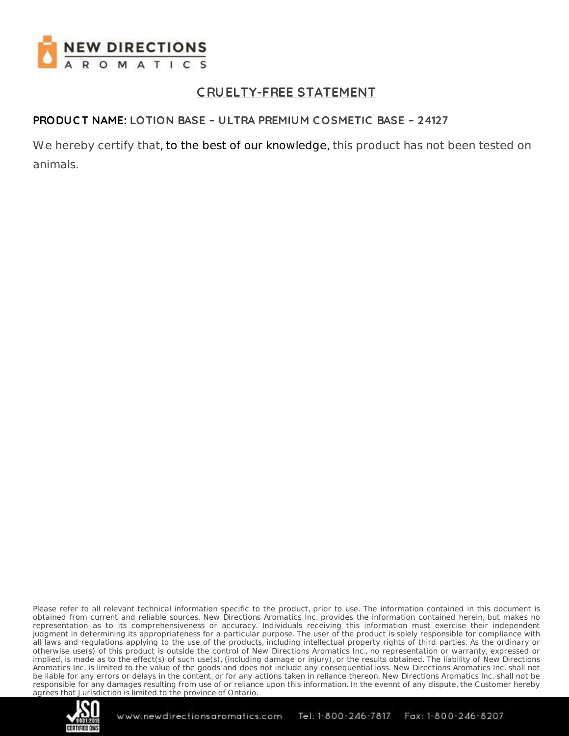# CRUELTY-FREE STATEMENT

**PRODUCT NAME:** LOTION BASE – ULTRA PREMIUM COSMETIC BASE – 24127

We hereby certify that, to the best of our knowledge, this product has not been tested on animals.

Please refer to all relevant technical information specific to the product, prior to use. The information contained in this document is obtained from current and reliable sources. New Directions Aromatics Inc. provides the information contained herein, but makes no representation as to its comprehensiveness or accuracy. Individuals receiving this information must exercise their independent judgment in determining its appropriateness for a particular purpose. The user of the product is solely responsible for compliance with all laws and regulations applying to the use of the products, including intellectual property rights of third parties. As the ordinary or otherwise use(s) of this product is outside the control of New Directions Aromatics Inc., no representation or warranty, expressed or implied, is made as to the effect(s) of such use(s), (including damage or injury), or the results obtained. The liability of New Directions Aromatics Inc. is limited to the value of the goods and does not include any consequential loss. New Directions Aromatics Inc. shall not be liable for any errors or delays in the content, or for any actions taken in reliance thereon. New Directions Aromatics Inc. shall not be responsible for any damages resulting from use of or reliance upon this information. In the evennt of any dispute, the Customer hereby agrees that Jurisdiction is limited to the province of Ontario.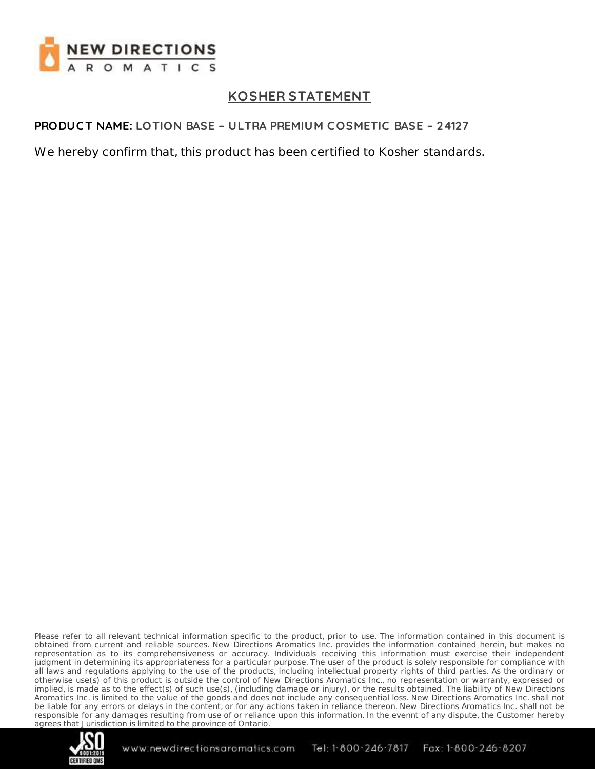NEW DIRECTIONS AROMATICS

# KOSHER STATEMENT

**PRODUCT NAME:** LOTION BASE – ULTRA PREMIUM COSMETIC BASE – 24127

We hereby confirm that, this product has been certified to Kosher standards.

Please refer to all relevant technical information specific to the product, prior to use. The information contained in this document is obtained from current and reliable sources. New Directions Aromatics Inc. provides the information contained herein, but makes no representation as to its comprehensiveness or accuracy. Individuals receiving this information must exercise their independent judgment in determining its appropriateness for a particular purpose. The user of the product is solely responsible for compliance with all laws and regulations applying to the use of the products, including intellectual property rights of third parties. As the ordinary or otherwise use(s) of this product is outside the control of New Directions Aromatics Inc., no representation or warranty, expressed or implied, is made as to the effect(s) of such use(s), (including damage or injury), or the results obtained. The liability of New Directions Aromatics Inc. is limited to the value of the goods and does not include any consequential loss. New Directions Aromatics Inc. shall not be liable for any errors or delays in the content, or for any actions taken in reliance thereon. New Directions Aromatics Inc. shall not be responsible for any damages resulting from use of or reliance upon this information. In the evennt of any dispute, the Customer hereby agrees that Jurisdiction is limited to the province of Ontario.

www.newdirectionsaromatics.com Tel: 1-800-246-7817 Fax: 1-800-246-8207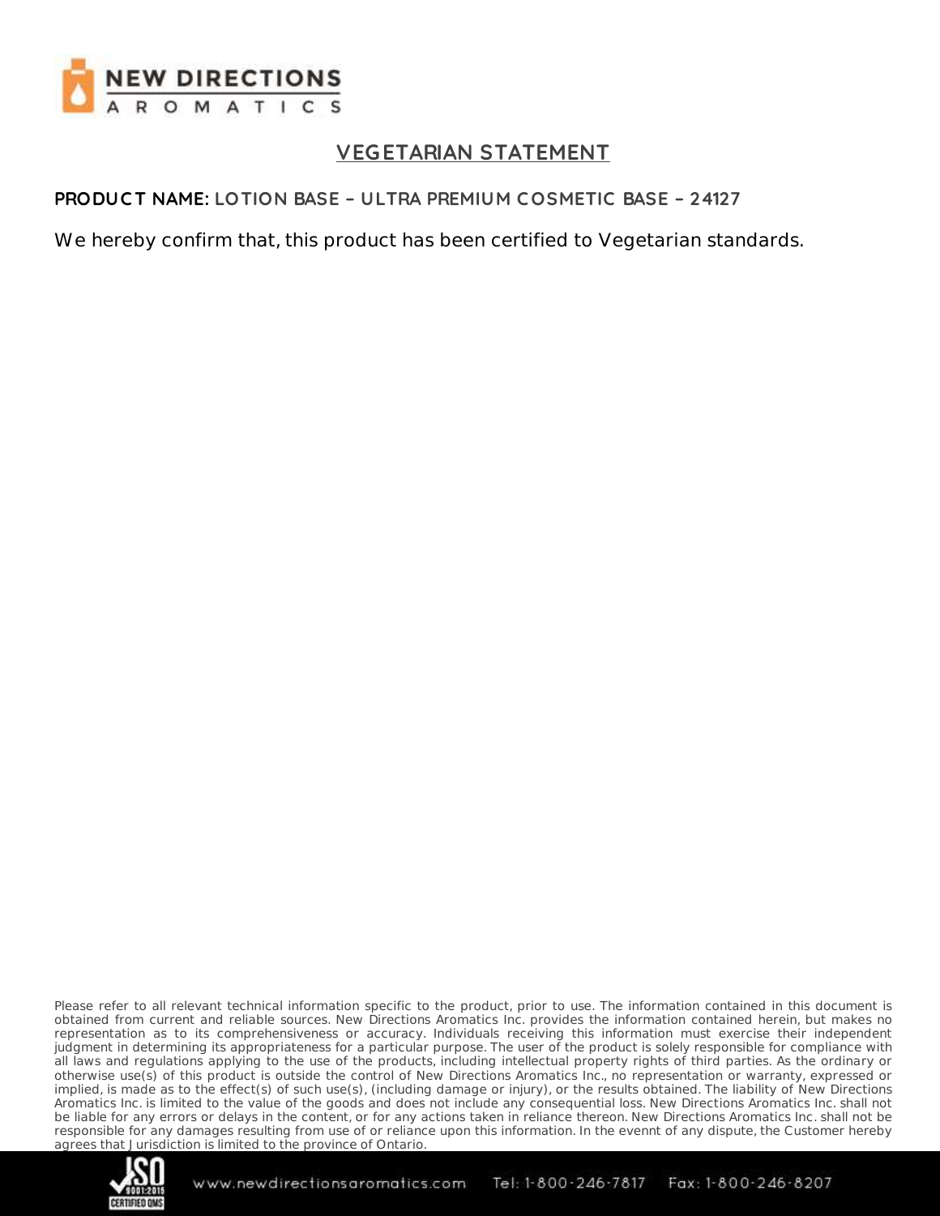NEW DIRECTIONS AROMATICS

# VEGETARIAN STATEMENT

**PRODUCT NAME:** LOTION BASE – ULTRA PREMIUM COSMETIC BASE – 24127

We hereby confirm that, this product has been certified to Vegetarian standards.

Please refer to all relevant technical information specific to the product, prior to use. The information contained in this document is obtained from current and reliable sources. New Directions Aromatics Inc. provides the information contained herein, but makes no representation as to its comprehensiveness or accuracy. Individuals receiving this information must exercise their independent judgment in determining its appropriateness for a particular purpose. The user of the product is solely responsible for compliance with all laws and regulations applying to the use of the products, including intellectual property rights of third parties. As the ordinary or otherwise use(s) of this product is outside the control of New Directions Aromatics Inc., no representation or warranty, expressed or implied, is made as to the effect(s) of such use(s), (including damage or injury), or the results obtained. The liability of New Directions Aromatics Inc. is limited to the value of the goods and does not include any consequential loss. New Directions Aromatics Inc. shall not be liable for any errors or delays in the content, or for any actions taken in reliance thereon. New Directions Aromatics Inc. shall not be responsible for any damages resulting from use of or reliance upon this information. In the evennt of any dispute, the Customer hereby agrees that Jurisdiction is limited to the province of Ontario.

www.newdirectionsaromatics.com Tel: 1-800-246-7817 Fax: 1-800-246-8207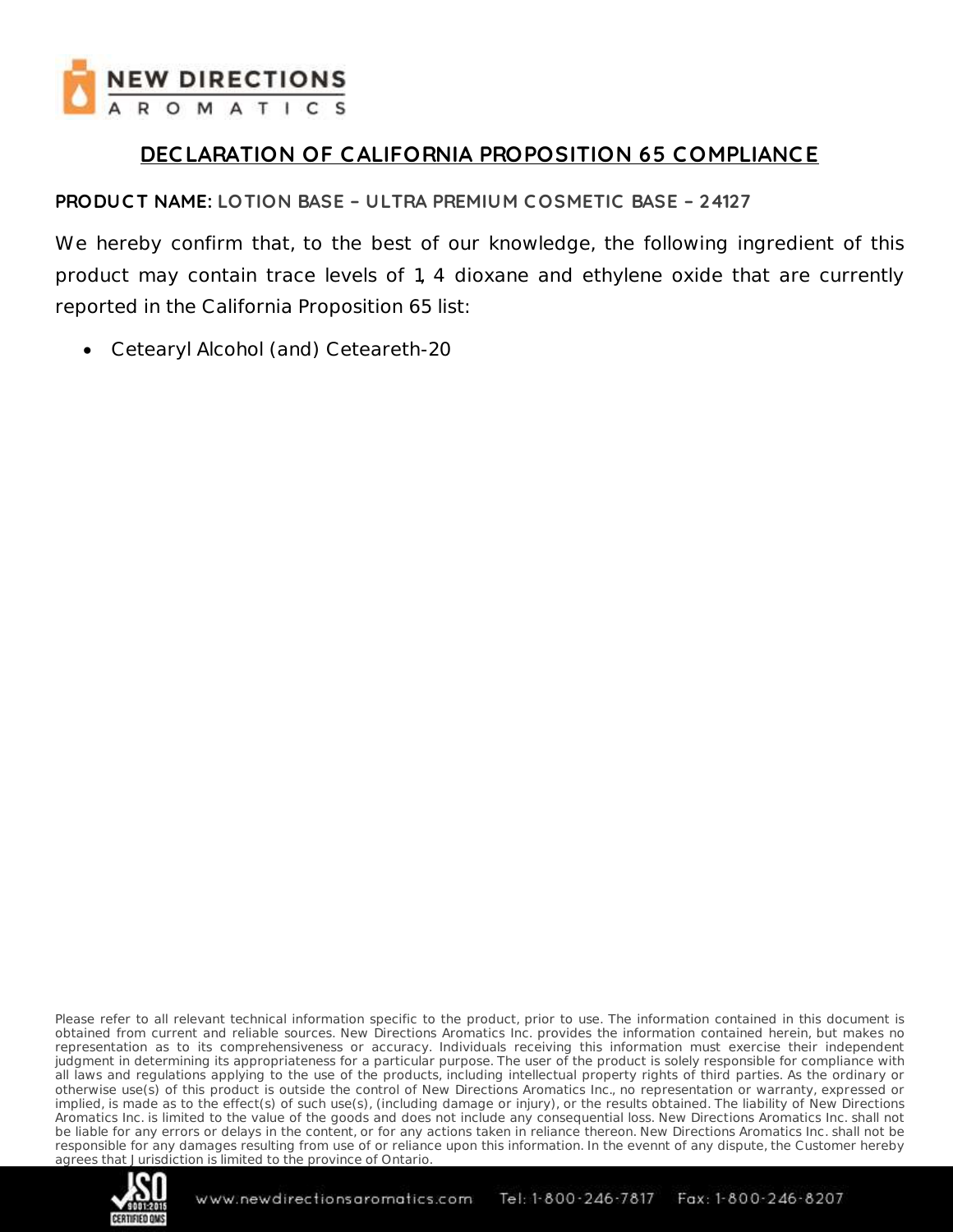# DECLARATION OF CALIFORNIA PROPOSITION 65 COMPLIANCE

**PRODUCT NAME:** LOTION BASE – ULTRA PREMIUM COSMETIC BASE – 24127

We hereby confirm that, to the best of our knowledge, the following ingredient of this product may contain trace levels of 1, 4 dioxane and ethylene oxide that are currently reported in the California Proposition 65 list:

- Cetearyl Alcohol (and) Ceteareth-20

Please refer to all relevant technical information specific to the product, prior to use. The information contained in this document is obtained from current and reliable sources. New Directions Aromatics Inc. provides the information contained herein, but makes no representation as to its comprehensiveness or accuracy. Individuals receiving this information must exercise their independent judgment in determining its appropriateness for a particular purpose. The user of the product is solely responsible for compliance with all laws and regulations applying to the use of the products, including intellectual property rights of third parties. As the ordinary or otherwise use(s) of this product is outside the control of New Directions Aromatics Inc., no representation or warranty, expressed or implied, is made as to the effect(s) of such use(s), (including damage or injury), or the results obtained. The liability of New Directions Aromatics Inc. is limited to the value of the goods and does not include any consequential loss. New Directions Aromatics Inc. shall not be liable for any errors or delays in the content, or for any actions taken in reliance thereon. New Directions Aromatics Inc. shall not be responsible for any damages resulting from use of or reliance upon this information. In the evennt of any dispute, the Customer hereby agrees that Jurisdiction is limited to the province of Ontario.

www.newdirectionsaromatics.com Tel: 1-800-246-7817 Fax: 1-800-246-8207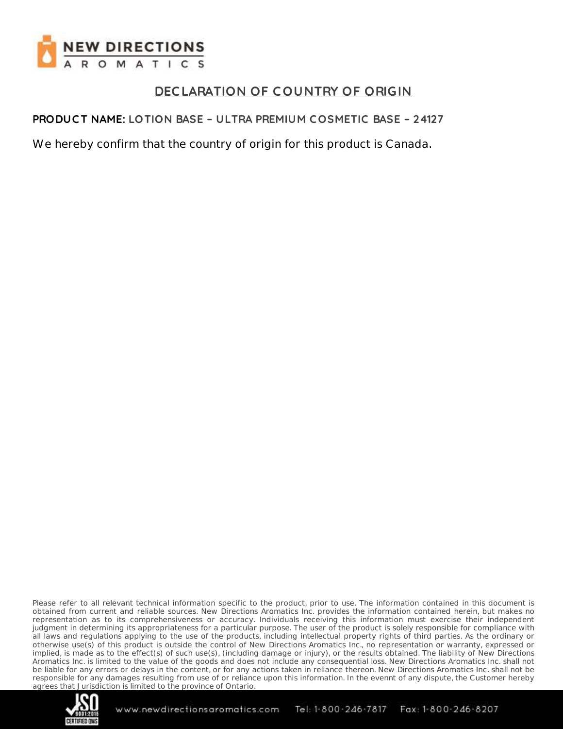# DECLARATION OF COUNTRY OF ORIGIN

**PRODUCT NAME:** LOTION BASE – ULTRA PREMIUM COSMETIC BASE – 24127

We hereby confirm that the country of origin for this product is Canada.

Please refer to all relevant technical information specific to the product, prior to use. The information contained in this document is obtained from current and reliable sources. New Directions Aromatics Inc. provides the information contained herein, but makes no representation as to its comprehensiveness or accuracy. Individuals receiving this information must exercise their independent judgment in determining its appropriateness for a particular purpose. The user of the product is solely responsible for compliance with all laws and regulations applying to the use of the products, including intellectual property rights of third parties. As the ordinary or otherwise use(s) of this product is outside the control of New Directions Aromatics Inc., no representation or warranty, expressed or implied, is made as to the effect(s) of such use(s), (including damage or injury), or the results obtained. The liability of New Directions Aromatics Inc. is limited to the value of the goods and does not include any consequential loss. New Directions Aromatics Inc. shall not be liable for any errors or delays in the content, or for any actions taken in reliance thereon. New Directions Aromatics Inc. shall not be responsible for any damages resulting from use of or reliance upon this information. In the evennt of any dispute, the Customer hereby agrees that Jurisdiction is limited to the province of Ontario.

www.newdirectionsaromatics.com Tel: 1-800-246-7817 Fax: 1-800-246-8207